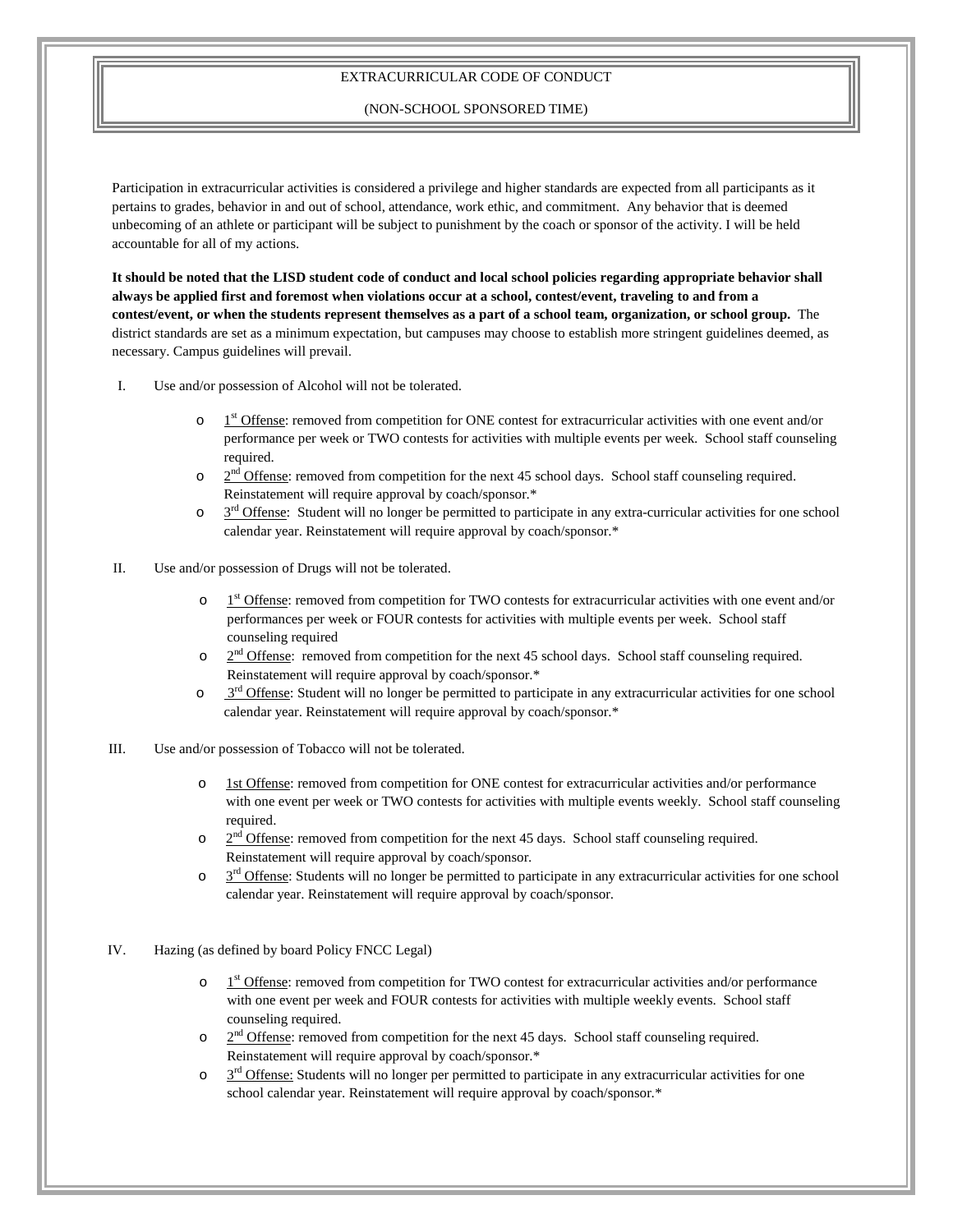# EXTRACURRICULAR CODE OF CONDUCT

## (NON-SCHOOL SPONSORED TIME)

Participation in extracurricular activities is considered a privilege and higher standards are expected from all participants as it pertains to grades, behavior in and out of school, attendance, work ethic, and commitment. Any behavior that is deemed unbecoming of an athlete or participant will be subject to punishment by the coach or sponsor of the activity. I will be held accountable for all of my actions.

**It should be noted that the LISD student code of conduct and local school policies regarding appropriate behavior shall always be applied first and foremost when violations occur at a school, contest/event, traveling to and from a contest/event, or when the students represent themselves as a part of a school team, organization, or school group.** The district standards are set as a minimum expectation, but campuses may choose to establish more stringent guidelines deemed, as necessary. Campus guidelines will prevail.

I. Use and/or possession of Alcohol will not be tolerated.

- 1st Offense: removed from competition for ONE contest for extracurricular activities with one event and/or performance per week or TWO contests for activities with multiple events per week. School staff counseling required.
- 2nd Offense: removed from competition for the next 45 school days. School staff counseling required. Reinstatement will require approval by coach/sponsor.*
- 3rd Offense: Student will no longer be permitted to participate in any extra-curricular activities for one school calendar year. Reinstatement will require approval by coach/sponsor.*

II. Use and/or possession of Drugs will not be tolerated.

- 1st Offense: removed from competition for TWO contests for extracurricular activities with one event and/or performances per week or FOUR contests for activities with multiple events per week. School staff counseling required
- 2nd Offense: removed from competition for the next 45 school days. School staff counseling required. Reinstatement will require approval by coach/sponsor.*
- 3rd Offense: Student will no longer be permitted to participate in any extracurricular activities for one school calendar year. Reinstatement will require approval by coach/sponsor.*

III. Use and/or possession of Tobacco will not be tolerated.

- 1st Offense: removed from competition for ONE contest for extracurricular activities and/or performance with one event per week or TWO contests for activities with multiple events weekly. School staff counseling required.
- 2nd Offense: removed from competition for the next 45 days. School staff counseling required. Reinstatement will require approval by coach/sponsor.
- 3rd Offense: Students will no longer be permitted to participate in any extracurricular activities for one school calendar year. Reinstatement will require approval by coach/sponsor.

IV. Hazing (as defined by board Policy FNCC Legal)

- 1st Offense: removed from competition for TWO contest for extracurricular activities and/or performance with one event per week and FOUR contests for activities with multiple weekly events. School staff counseling required.
- 2nd Offense: removed from competition for the next 45 days. School staff counseling required. Reinstatement will require approval by coach/sponsor.*
- 3rd Offense: Students will no longer per permitted to participate in any extracurricular activities for one school calendar year. Reinstatement will require approval by coach/sponsor.*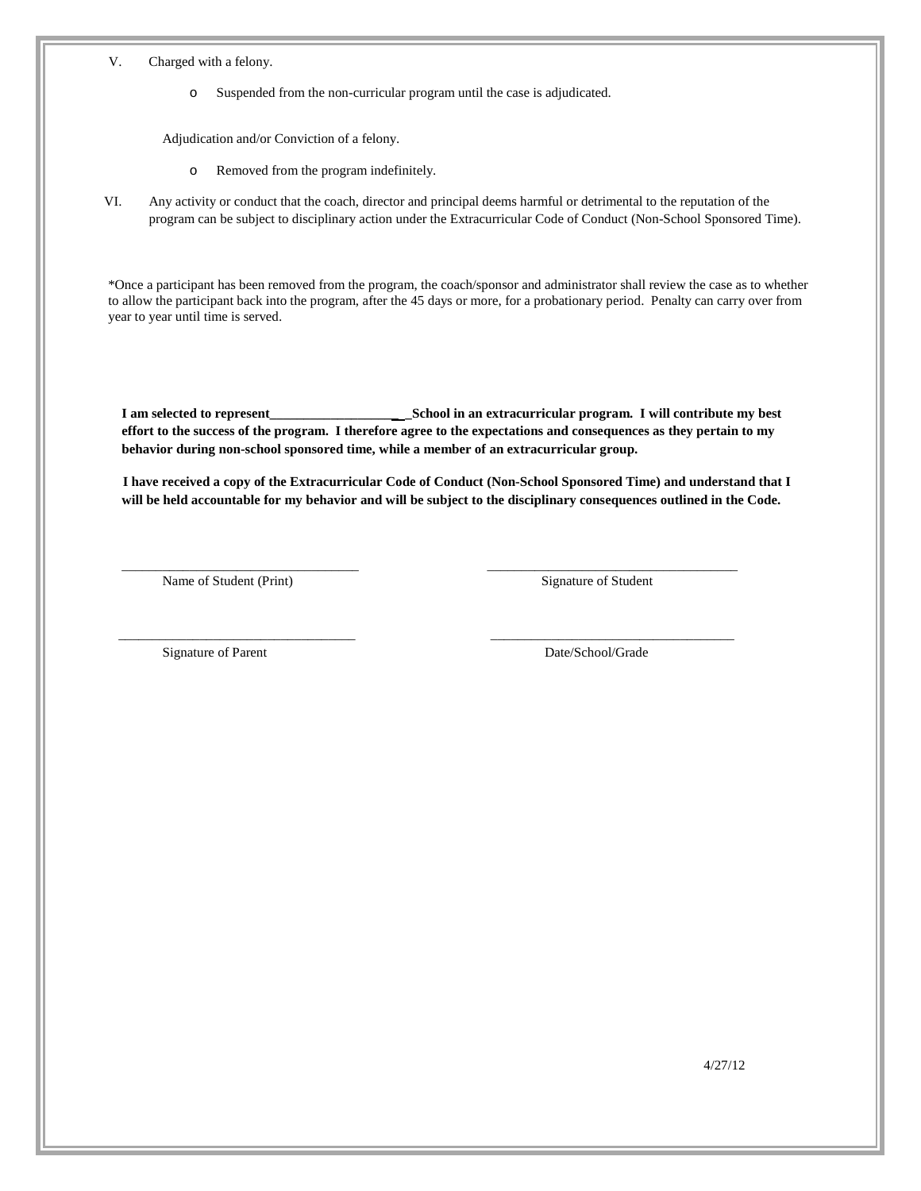V. Charged with a felony.

- Suspended from the non-curricular program until the case is adjudicated.

Adjudication and/or Conviction of a felony.

- Removed from the program indefinitely.

VI. Any activity or conduct that the coach, director and principal deems harmful or detrimental to the reputation of the program can be subject to disciplinary action under the Extracurricular Code of Conduct (Non-School Sponsored Time).

*Once a participant has been removed from the program, the coach/sponsor and administrator shall review the case as to whether to allow the participant back into the program, after the 45 days or more, for a probationary period. Penalty can carry over from year to year until time is served.

**I am selected to represent_____________________School in an extracurricular program. I will contribute my best effort to the success of the program. I therefore agree to the expectations and consequences as they pertain to my behavior during non-school sponsored time, while a member of an extracurricular group.**

**I have received a copy of the Extracurricular Code of Conduct (Non-School Sponsored Time) and understand that I will be held accountable for my behavior and will be subject to the disciplinary consequences outlined in the Code.**

___________________________________ ___________________________________

Name of Student (Print) Signature of Student

___________________________________ ___________________________________

Signature of Parent Date/School/Grade

4/27/12